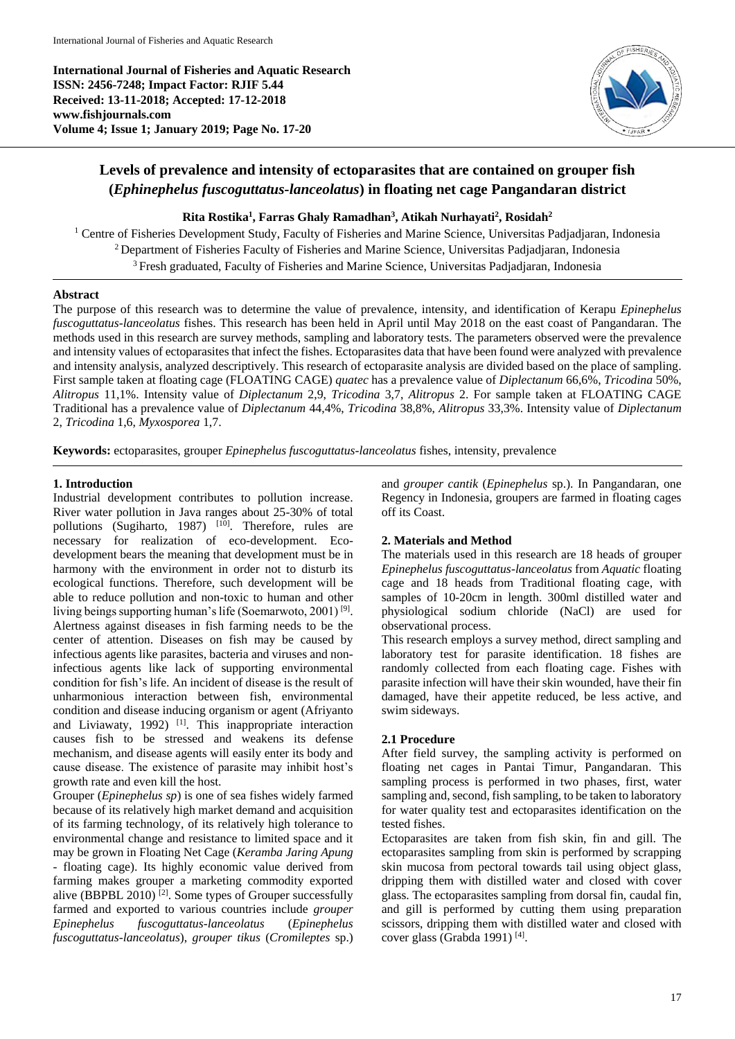**International Journal of Fisheries and Aquatic Research**
**ISSN: 2456-7248; Impact Factor: RJIF 5.44**
**Received: 13-11-2018; Accepted: 17-12-2018**
**www.fishjournals.com**
**Volume 4; Issue 1; January 2019; Page No. 17-20**

# Levels of prevalence and intensity of ectoparasites that are contained on grouper fish (*Ephinephelus fuscoguttatus-lanceolatus*) in floating net cage Pangandaran district

**Rita Rostika[1], Farras Ghaly Ramadhan[3], Atikah Nurhayati[2], Rosidah[2]**

[1] Centre of Fisheries Development Study, Faculty of Fisheries and Marine Science, Universitas Padjadjaran, Indonesia
[2] Department of Fisheries Faculty of Fisheries and Marine Science, Universitas Padjadjaran, Indonesia
[3] Fresh graduated, Faculty of Fisheries and Marine Science, Universitas Padjadjaran, Indonesia

## Abstract

The purpose of this research was to determine the value of prevalence, intensity, and identification of Kerapu *Epinephelus fuscoguttatus-lanceolatus* fishes. This research has been held in April until May 2018 on the east coast of Pangandaran. The methods used in this research are survey methods, sampling and laboratory tests. The parameters observed were the prevalence and intensity values of ectoparasites that infect the fishes. Ectoparasites data that have been found were analyzed with prevalence and intensity analysis, analyzed descriptively. This research of ectoparasite analysis are divided based on the place of sampling. First sample taken at floating cage (FLOATING CAGE) *quatec* has a prevalence value of *Diplectanum* 66,6%, *Tricodina* 50%, *Alitropus* 11,1%. Intensity value of *Diplectanum* 2,9, *Tricodina* 3,7, *Alitropus* 2. For sample taken at FLOATING CAGE Traditional has a prevalence value of *Diplectanum* 44,4%, *Tricodina* 38,8%, *Alitropus* 33,3%. Intensity value of *Diplectanum* 2, *Tricodina* 1,6, *Myxosporea* 1,7.

**Keywords:** ectoparasites, grouper *Epinephelus fuscoguttatus-lanceolatus* fishes, intensity, prevalence

## 1. Introduction

Industrial development contributes to pollution increase. River water pollution in Java ranges about 25-30% of total pollutions (Sugiharto, 1987) [10]. Therefore, rules are necessary for realization of eco-development. Eco-development bears the meaning that development must be in harmony with the environment in order not to disturb its ecological functions. Therefore, such development will be able to reduce pollution and non-toxic to human and other living beings supporting human's life (Soemarwoto, 2001) [9]. Alertness against diseases in fish farming needs to be the center of attention. Diseases on fish may be caused by infectious agents like parasites, bacteria and viruses and non-infectious agents like lack of supporting environmental condition for fish's life. An incident of disease is the result of unharmonious interaction between fish, environmental condition and disease inducing organism or agent (Afriyanto and Liviawaty, 1992) [1]. This inappropriate interaction causes fish to be stressed and weakens its defense mechanism, and disease agents will easily enter its body and cause disease. The existence of parasite may inhibit host's growth rate and even kill the host.

Grouper (*Epinephelus sp*) is one of sea fishes widely farmed because of its relatively high market demand and acquisition of its farming technology, of its relatively high tolerance to environmental change and resistance to limited space and it may be grown in Floating Net Cage (*Keramba Jaring Apung* - floating cage). Its highly economic value derived from farming makes grouper a marketing commodity exported alive (BBPBL 2010) [2]. Some types of Grouper successfully farmed and exported to various countries include *grouper Epinephelus fuscoguttatus-lanceolatus* (*Epinephelus fuscoguttatus-lanceolatus*), *grouper tikus* (*Cromileptes* sp.) and *grouper cantik* (*Epinephelus* sp.). In Pangandaran, one Regency in Indonesia, groupers are farmed in floating cages off its Coast.

## 2. Materials and Method

The materials used in this research are 18 heads of grouper *Epinephelus fuscoguttatus-lanceolatus* from *Aquatic* floating cage and 18 heads from Traditional floating cage, with samples of 10-20cm in length. 300ml distilled water and physiological sodium chloride (NaCl) are used for observational process.

This research employs a survey method, direct sampling and laboratory test for parasite identification. 18 fishes are randomly collected from each floating cage. Fishes with parasite infection will have their skin wounded, have their fin damaged, have their appetite reduced, be less active, and swim sideways.

### 2.1 Procedure

After field survey, the sampling activity is performed on floating net cages in Pantai Timur, Pangandaran. This sampling process is performed in two phases, first, water sampling and, second, fish sampling, to be taken to laboratory for water quality test and ectoparasites identification on the tested fishes.

Ectoparasites are taken from fish skin, fin and gill. The ectoparasites sampling from skin is performed by scrapping skin mucosa from pectoral towards tail using object glass, dripping them with distilled water and closed with cover glass. The ectoparasites sampling from dorsal fin, caudal fin, and gill is performed by cutting them using preparation scissors, dripping them with distilled water and closed with cover glass (Grabda 1991) [4].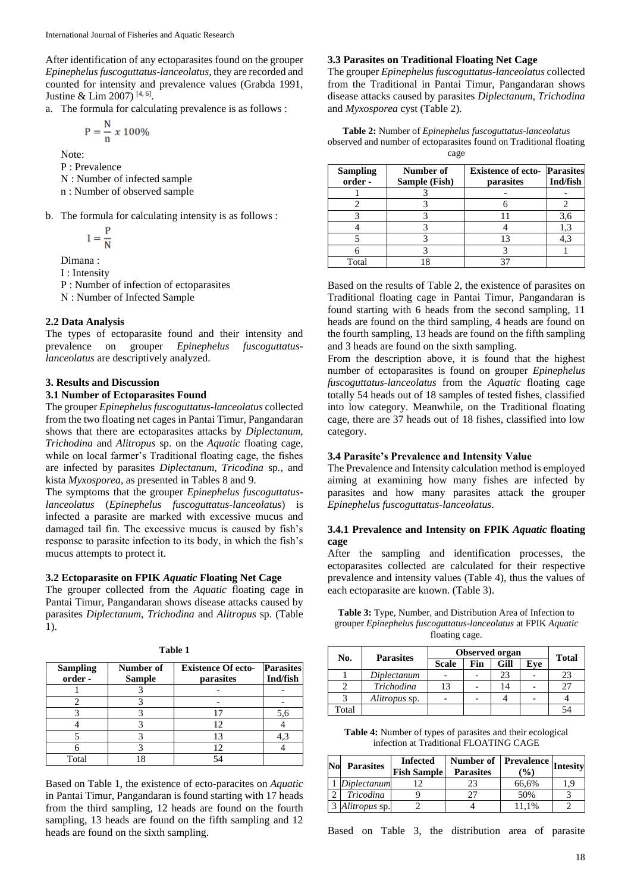After identification of any ectoparasites found on the grouper *Epinephelus fuscoguttatus-lanceolatus*, they are recorded and counted for intensity and prevalence values (Grabda 1991, Justine & Lim 2007) [4, 6].

a. The formula for calculating prevalence is as follows :

$$P = \frac{N}{n} x\ 100\%$$

Note:
P : Prevalence
N : Number of infected sample
n : Number of observed sample

b. The formula for calculating intensity is as follows :

$$I = \frac{P}{N}$$

Dimana :
I : Intensity
P : Number of infection of ectoparasites
N : Number of Infected Sample

### 2.2 Data Analysis

The types of ectoparasite found and their intensity and prevalence on grouper *Epinephelus fuscoguttatus-lanceolatus* are descriptively analyzed.

## 3. Results and Discussion

### 3.1 Number of Ectoparasites Found

The grouper *Epinephelus fuscoguttatus-lanceolatus* collected from the two floating net cages in Pantai Timur, Pangandaran shows that there are ectoparasites attacks by *Diplectanum*, *Trichodina* and *Alitropus* sp. on the *Aquatic* floating cage, while on local farmer's Traditional floating cage, the fishes are infected by parasites *Diplectanum, Tricodina* sp., and kista *Myxosporea*, as presented in Tables 8 and 9.

The symptoms that the grouper *Epinephelus fuscoguttatus-lanceolatus* (*Epinephelus fuscoguttatus-lanceolatus*) is infected a parasite are marked with excessive mucus and damaged tail fin. The excessive mucus is caused by fish's response to parasite infection to its body, in which the fish's mucus attempts to protect it.

### 3.2 Ectoparasite on FPIK *Aquatic* Floating Net Cage

The grouper collected from the *Aquatic* floating cage in Pantai Timur, Pangandaran shows disease attacks caused by parasites *Diplectanum*, *Trichodina* and *Alitropus* sp. (Table 1).

**Table 1**

| Sampling order - | Number of Sample | Existence Of ecto-parasites | Parasites Ind/fish |
|---|---|---|---|
| 1 | 3 | - | - |
| 2 | 3 | - | - |
| 3 | 3 | 17 | 5,6 |
| 4 | 3 | 12 | 4 |
| 5 | 3 | 13 | 4,3 |
| 6 | 3 | 12 | 4 |
| Total | 18 | 54 | |

Based on Table 1, the existence of ecto-paracites on *Aquatic* in Pantai Timur, Pangandaran is found starting with 17 heads from the third sampling, 12 heads are found on the fourth sampling, 13 heads are found on the fifth sampling and 12 heads are found on the sixth sampling.

### 3.3 Parasites on Traditional Floating Net Cage

The grouper *Epinephelus fuscoguttatus-lanceolatus* collected from the Traditional in Pantai Timur, Pangandaran shows disease attacks caused by parasites *Diplectanum*, *Trichodina* and *Myxosporea* cyst (Table 2).

**Table 2:** Number of *Epinephelus fuscoguttatus-lanceolatus* observed and number of ectoparasites found on Traditional floating cage

| Sampling order - | Number of Sample (Fish) | Existence of ecto-parasites | Parasites Ind/fish |
|---|---|---|---|
| 1 | 3 | - | - |
| 2 | 3 | 6 | 2 |
| 3 | 3 | 11 | 3,6 |
| 4 | 3 | 4 | 1,3 |
| 5 | 3 | 13 | 4,3 |
| 6 | 3 | 3 | 1 |
| Total | 18 | 37 | |

Based on the results of Table 2, the existence of parasites on Traditional floating cage in Pantai Timur, Pangandaran is found starting with 6 heads from the second sampling, 11 heads are found on the third sampling, 4 heads are found on the fourth sampling, 13 heads are found on the fifth sampling and 3 heads are found on the sixth sampling.

From the description above, it is found that the highest number of ectoparasites is found on grouper *Epinephelus fuscoguttatus-lanceolatus* from the *Aquatic* floating cage totally 54 heads out of 18 samples of tested fishes, classified into low category. Meanwhile, on the Traditional floating cage, there are 37 heads out of 18 fishes, classified into low category.

### 3.4 Parasite's Prevalence and Intensity Value

The Prevalence and Intensity calculation method is employed aiming at examining how many fishes are infected by parasites and how many parasites attack the grouper *Epinephelus fuscoguttatus-lanceolatus*.

#### 3.4.1 Prevalence and Intensity on FPIK *Aquatic* floating cage

After the sampling and identification processes, the ectoparasites collected are calculated for their respective prevalence and intensity values (Table 4), thus the values of each ectoparasite are known. (Table 3).

**Table 3:** Type, Number, and Distribution Area of Infection to grouper *Epinephelus fuscoguttatus-lanceolatus* at FPIK *Aquatic* floating cage.

| No. | Parasites | Observed organ | | | | Total |
|---|---|---|---|---|---|---|
| | | Scale | Fin | Gill | Eye | |
| 1 | *Diplectanum* | - | - | 23 | - | 23 |
| 2 | *Trichodina* | 13 | - | 14 | - | 27 |
| 3 | *Alitropus* sp. | - | - | 4 | - | 4 |
| Total | | | | | | 54 |

**Table 4:** Number of types of parasites and their ecological infection at Traditional FLOATING CAGE

| No | Parasites | Infected Fish Sample | Number of Parasites | Prevalence (%) | Intesity |
|---|---|---|---|---|---|
| 1 | *Diplectanum* | 12 | 23 | 66,6% | 1,9 |
| 2 | *Tricodina* | 9 | 27 | 50% | 3 |
| 3 | *Alitropus* sp. | 2 | 4 | 11,1% | 2 |

Based on Table 3, the distribution area of parasite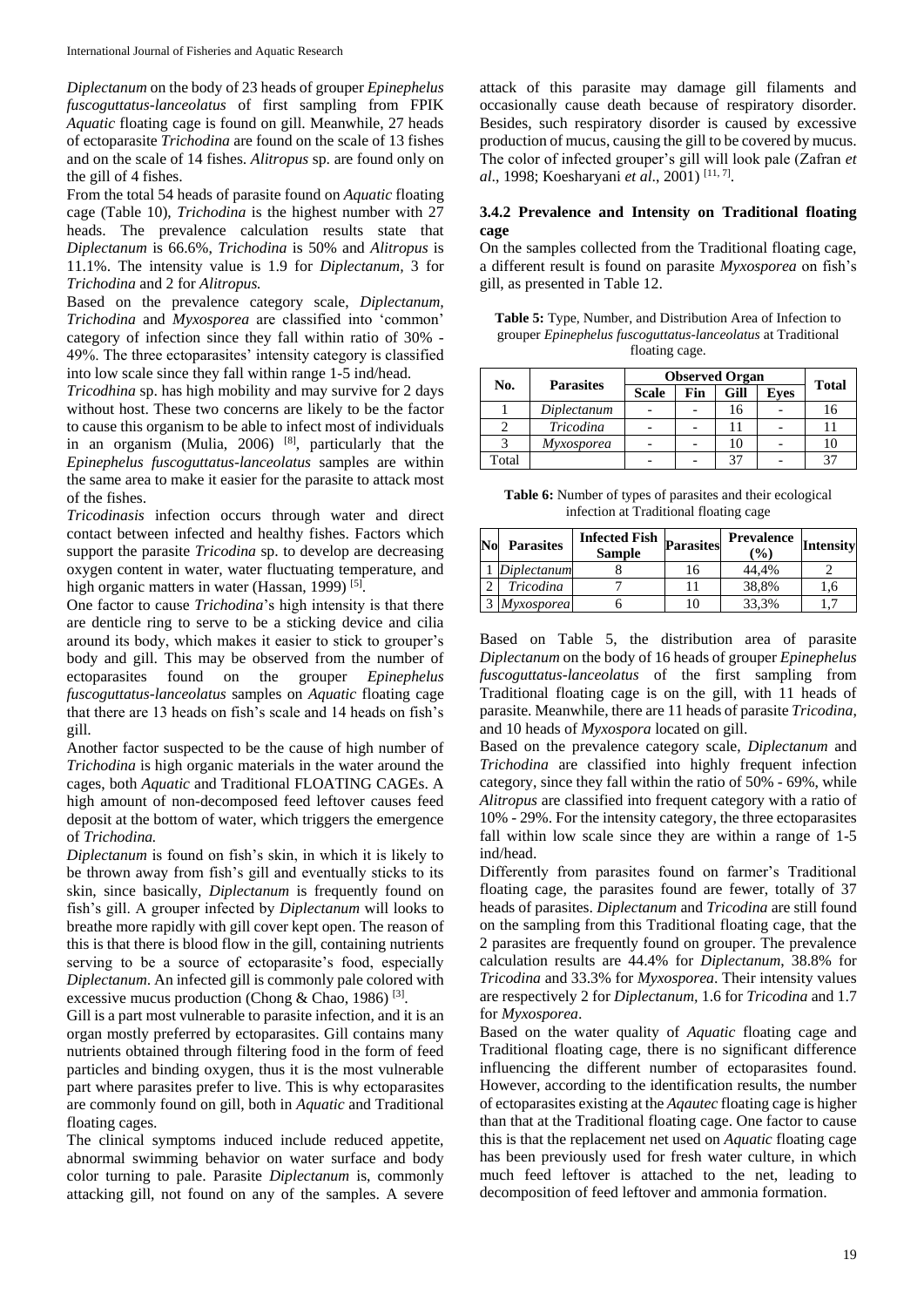*Diplectanum* on the body of 23 heads of grouper *Epinephelus fuscoguttatus-lanceolatus* of first sampling from FPIK *Aquatic* floating cage is found on gill. Meanwhile, 27 heads of ectoparasite *Trichodina* are found on the scale of 13 fishes and on the scale of 14 fishes. *Alitropus* sp. are found only on the gill of 4 fishes.

From the total 54 heads of parasite found on *Aquatic* floating cage (Table 10), *Trichodina* is the highest number with 27 heads. The prevalence calculation results state that *Diplectanum* is 66.6%, *Trichodina* is 50% and *Alitropus* is 11.1%. The intensity value is 1.9 for *Diplectanum*, 3 for *Trichodina* and 2 for *Alitropus.*

Based on the prevalence category scale, *Diplectanum*, *Trichodina* and *Myxosporea* are classified into 'common' category of infection since they fall within ratio of 30% - 49%. The three ectoparasites' intensity category is classified into low scale since they fall within range 1-5 ind/head.

*Tricodhina* sp. has high mobility and may survive for 2 days without host. These two concerns are likely to be the factor to cause this organism to be able to infect most of individuals in an organism (Mulia, 2006) [8], particularly that the *Epinephelus fuscoguttatus-lanceolatus* samples are within the same area to make it easier for the parasite to attack most of the fishes.

*Tricodinasis* infection occurs through water and direct contact between infected and healthy fishes. Factors which support the parasite *Tricodina* sp. to develop are decreasing oxygen content in water, water fluctuating temperature, and high organic matters in water (Hassan, 1999) [5].

One factor to cause *Trichodina*'s high intensity is that there are denticle ring to serve to be a sticking device and cilia around its body, which makes it easier to stick to grouper's body and gill. This may be observed from the number of ectoparasites found on the grouper *Epinephelus fuscoguttatus-lanceolatus* samples on *Aquatic* floating cage that there are 13 heads on fish's scale and 14 heads on fish's gill.

Another factor suspected to be the cause of high number of *Trichodina* is high organic materials in the water around the cages, both *Aquatic* and Traditional FLOATING CAGEs. A high amount of non-decomposed feed leftover causes feed deposit at the bottom of water, which triggers the emergence of *Trichodina.*

*Diplectanum* is found on fish's skin, in which it is likely to be thrown away from fish's gill and eventually sticks to its skin, since basically, *Diplectanum* is frequently found on fish's gill. A grouper infected by *Diplectanum* will looks to breathe more rapidly with gill cover kept open. The reason of this is that there is blood flow in the gill, containing nutrients serving to be a source of ectoparasite's food, especially *Diplectanum*. An infected gill is commonly pale colored with excessive mucus production (Chong & Chao, 1986) [3].

Gill is a part most vulnerable to parasite infection, and it is an organ mostly preferred by ectoparasites. Gill contains many nutrients obtained through filtering food in the form of feed particles and binding oxygen, thus it is the most vulnerable part where parasites prefer to live. This is why ectoparasites are commonly found on gill, both in *Aquatic* and Traditional floating cages.

The clinical symptoms induced include reduced appetite, abnormal swimming behavior on water surface and body color turning to pale. Parasite *Diplectanum* is, commonly attacking gill, not found on any of the samples. A severe attack of this parasite may damage gill filaments and occasionally cause death because of respiratory disorder. Besides, such respiratory disorder is caused by excessive production of mucus, causing the gill to be covered by mucus. The color of infected grouper's gill will look pale (Zafran *et al*., 1998; Koesharyani *et al*., 2001) [11, 7].

### 3.4.2 Prevalence and Intensity on Traditional floating cage

On the samples collected from the Traditional floating cage, a different result is found on parasite *Myxosporea* on fish's gill, as presented in Table 12.

**Table 5:** Type, Number, and Distribution Area of Infection to grouper *Epinephelus fuscoguttatus-lanceolatus* at Traditional floating cage.

| No. | Parasites | Observed Organ | | | | Total |
|---|---|---|---|---|---|---|
| | | Scale | Fin | Gill | Eyes | |
| 1 | *Diplectanum* | - | - | 16 | - | 16 |
| 2 | *Tricodina* | - | - | 11 | - | 11 |
| 3 | *Myxosporea* | - | - | 10 | - | 10 |
| Total | | - | - | 37 | - | 37 |

**Table 6:** Number of types of parasites and their ecological infection at Traditional floating cage

| No | Parasites | Infected Fish Sample | Parasites | Prevalence (%) | Intensity |
|---|---|---|---|---|---|
| 1 | *Diplectanum* | 8 | 16 | 44,4% | 2 |
| 2 | *Tricodina* | 7 | 11 | 38,8% | 1,6 |
| 3 | *Myxosporea* | 6 | 10 | 33,3% | 1,7 |

Based on Table 5, the distribution area of parasite *Diplectanum* on the body of 16 heads of grouper *Epinephelus fuscoguttatus-lanceolatus* of the first sampling from Traditional floating cage is on the gill, with 11 heads of parasite. Meanwhile, there are 11 heads of parasite *Tricodina*, and 10 heads of *Myxospora* located on gill.

Based on the prevalence category scale, *Diplectanum* and *Trichodina* are classified into highly frequent infection category, since they fall within the ratio of 50% - 69%, while *Alitropus* are classified into frequent category with a ratio of 10% - 29%. For the intensity category, the three ectoparasites fall within low scale since they are within a range of 1-5 ind/head.

Differently from parasites found on farmer's Traditional floating cage, the parasites found are fewer, totally of 37 heads of parasites. *Diplectanum* and *Tricodina* are still found on the sampling from this Traditional floating cage, that the 2 parasites are frequently found on grouper. The prevalence calculation results are 44.4% for *Diplectanum*, 38.8% for *Tricodina* and 33.3% for *Myxosporea*. Their intensity values are respectively 2 for *Diplectanum*, 1.6 for *Tricodina* and 1.7 for *Myxosporea*.

Based on the water quality of *Aquatic* floating cage and Traditional floating cage, there is no significant difference influencing the different number of ectoparasites found. However, according to the identification results, the number of ectoparasites existing at the *Aqautec* floating cage is higher than that at the Traditional floating cage. One factor to cause this is that the replacement net used on *Aquatic* floating cage has been previously used for fresh water culture, in which much feed leftover is attached to the net, leading to decomposition of feed leftover and ammonia formation.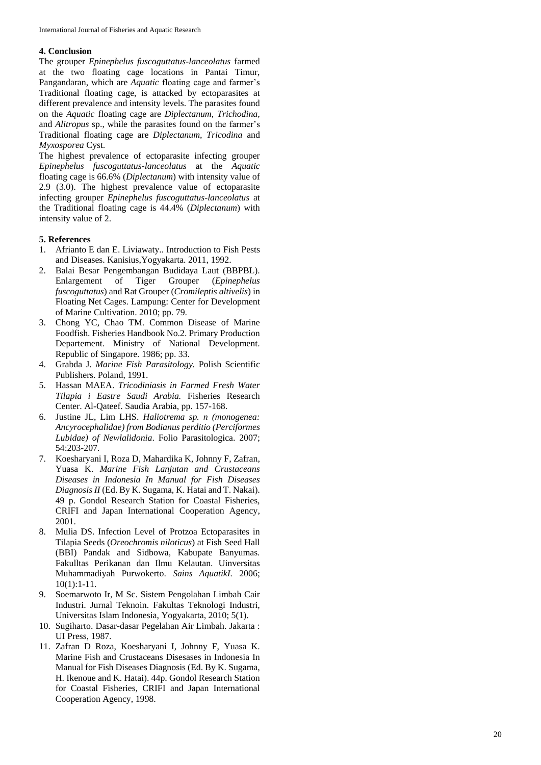## 4. Conclusion

The grouper *Epinephelus fuscoguttatus-lanceolatus* farmed at the two floating cage locations in Pantai Timur, Pangandaran, which are *Aquatic* floating cage and farmer's Traditional floating cage, is attacked by ectoparasites at different prevalence and intensity levels. The parasites found on the *Aquatic* floating cage are *Diplectanum, Trichodina*, and *Alitropus* sp., while the parasites found on the farmer's Traditional floating cage are *Diplectanum, Tricodina* and *Myxosporea* Cyst.

The highest prevalence of ectoparasite infecting grouper *Epinephelus fuscoguttatus-lanceolatus* at the *Aquatic* floating cage is 66.6% (*Diplectanum*) with intensity value of 2.9 (3.0). The highest prevalence value of ectoparasite infecting grouper *Epinephelus fuscoguttatus-lanceolatus* at the Traditional floating cage is 44.4% (*Diplectanum*) with intensity value of 2.

## 5. References

1. Afrianto E dan E. Liviawaty.. Introduction to Fish Pests and Diseases. Kanisius,Yogyakarta. 2011, 1992.
2. Balai Besar Pengembangan Budidaya Laut (BBPBL). Enlargement of Tiger Grouper (*Epinephelus fuscoguttatus*) and Rat Grouper (*Cromileptis altivelis*) in Floating Net Cages. Lampung: Center for Development of Marine Cultivation. 2010; pp. 79.
3. Chong YC, Chao TM. Common Disease of Marine Foodfish. Fisheries Handbook No.2. Primary Production Departement. Ministry of National Development. Republic of Singapore. 1986; pp. 33.
4. Grabda J. *Marine Fish Parasitology.* Polish Scientific Publishers. Poland, 1991.
5. Hassan MAEA. *Tricodiniasis in Farmed Fresh Water Tilapia i Eastre Saudi Arabia.* Fisheries Research Center. Al-Qateef. Saudia Arabia, pp. 157-168.
6. Justine JL, Lim LHS. *Haliotrema sp. n (monogenea: Ancyrocephalidae) from Bodianus perditio (Perciformes Lubidae) of Newlalidonia*. Folio Parasitologica. 2007; 54:203-207.
7. Koesharyani I, Roza D, Mahardika K, Johnny F, Zafran, Yuasa K. *Marine Fish Lanjutan and Crustaceans Diseases in Indonesia In Manual for Fish Diseases Diagnosis II* (Ed. By K. Sugama, K. Hatai and T. Nakai). 49 p. Gondol Research Station for Coastal Fisheries, CRIFI and Japan International Cooperation Agency, 2001.
8. Mulia DS. Infection Level of Protzoa Ectoparasites in Tilapia Seeds (*Oreochromis niloticus*) at Fish Seed Hall (BBI) Pandak and Sidbowa, Kabupate Banyumas. Fakulltas Perikanan dan Ilmu Kelautan. Uinversitas Muhammadiyah Purwokerto. *Sains AquatikI*. 2006; 10(1):1-11.
9. Soemarwoto Ir, M Sc. Sistem Pengolahan Limbah Cair Industri. Jurnal Teknoin. Fakultas Teknologi Industri, Universitas Islam Indonesia, Yogyakarta, 2010; 5(1).
10. Sugiharto. Dasar-dasar Pegelahan Air Limbah. Jakarta : UI Press, 1987.
11. Zafran D Roza, Koesharyani I, Johnny F, Yuasa K. Marine Fish and Crustaceans Disesases in Indonesia In Manual for Fish Diseases Diagnosis (Ed. By K. Sugama, H. Ikenoue and K. Hatai). 44p. Gondol Research Station for Coastal Fisheries, CRIFI and Japan International Cooperation Agency, 1998.